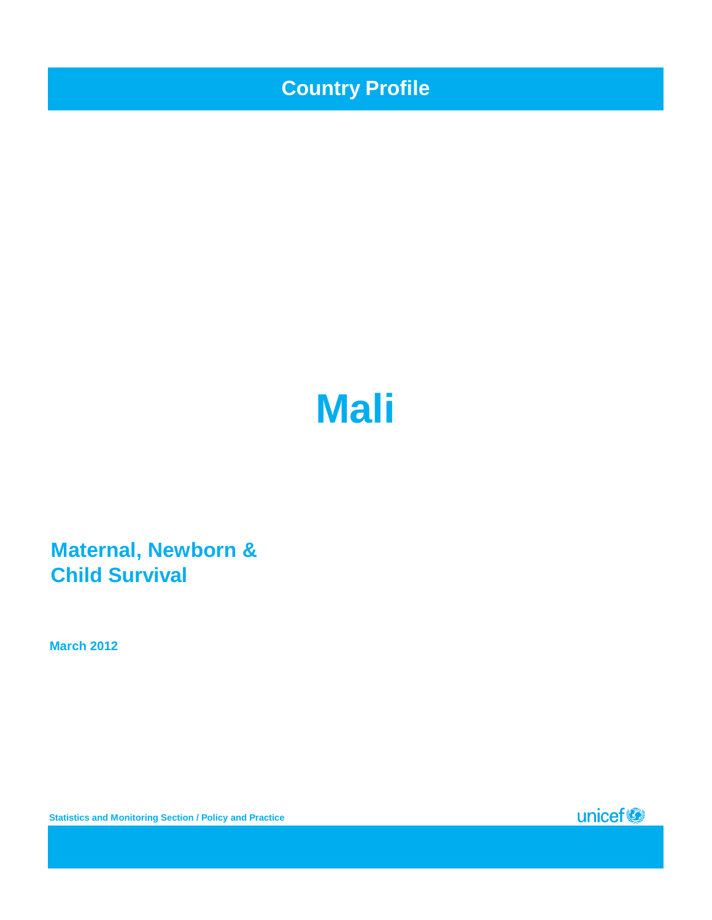Country Profile

# Mali

## Maternal, Newborn & Child Survival

**March 2012**

Statistics and Monitoring Section / Policy and Practice

unicef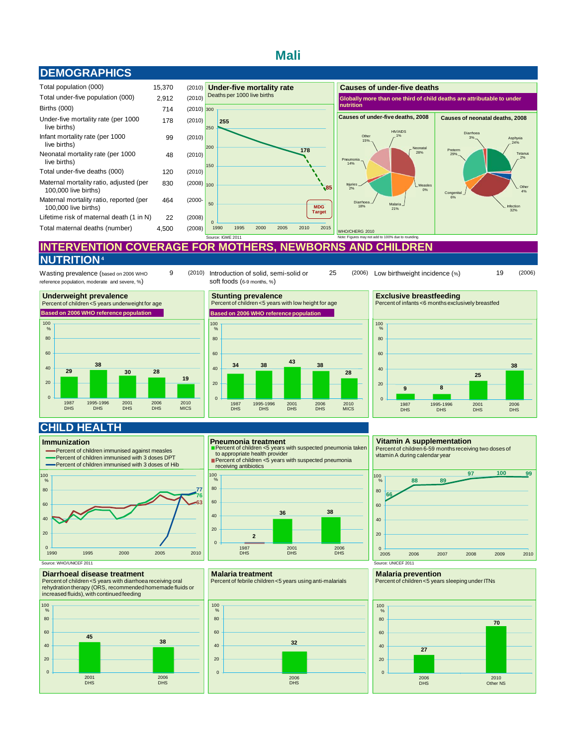# Mali

## DEMOGRAPHICS

| | | |
|---|---|---|
| Total population (000) | 15,370 | (2010) |
| Total under-five population (000) | 2,912 | (2010) |
| Births (000) | 714 | (2010) |
| Under-five mortality rate (per 1000 live births) | 178 | (2010) |
| Infant mortality rate (per 1000 live births) | 99 | (2010) |
| Neonatal mortality rate (per 1000 live births) | 48 | (2010) |
| Total under-five deaths (000) | 120 | (2010) |
| Maternal mortality ratio, adjusted (per 100,000 live births) | 830 | (2008) |
| Maternal mortality ratio, reported (per 100,000 live births) | 464 | (2000- |
| Lifetime risk of maternal death (1 in N) | 22 | (2008) |
| Total maternal deaths (number) | 4,500 | (2008) |

### Under-five mortality rate

Deaths per 1000 live births

1990: 255; 2010: 178; MDG Target 2015: 85

Source: IGME 2011

### Causes of under-five deaths

Globally more than one third of child deaths are attributable to under nutrition

**Causes of under-five deaths, 2008**

Neonatal 28%, Measles 0%, Malaria 21%, Diarrhoea 18%, Injuries 2%, Pneumonia 14%, Other 15%, HIV/AIDS 1%

**Causes of neonatal deaths, 2008**

Asphyxia 24%, Tetanus 2%, Other 4%, Infection 32%, Congenital 6%, Preterm 29%, Diarrhoea 3%

WHO/CHERG 2010

Note: Figures may not add to 100% due to rounding.

## INTERVENTION COVERAGE FOR MOTHERS, NEWBORNS AND CHILDREN

## NUTRITION[4]

| | | |
|---|---|---|
| Wasting prevalence (based on 2006 WHO reference population, moderate and severe, %) | 9 | (2010) |
| Introduction of solid, semi-solid or soft foods (6-9 months, %) | 25 | (2006) |
| Low birthweight incidence (%) | 19 | (2006) |

### Underweight prevalence

Percent of children <5 years underweight for age

Based on 2006 WHO reference population

| 1987 DHS | 1995-1996 DHS | 2001 DHS | 2006 DHS | 2010 MICS |
|---|---|---|---|---|
| 29 | 38 | 30 | 28 | 19 |

### Stunting prevalence

Percent of children <5 years with low height for age

Based on 2006 WHO reference population

| 1987 DHS | 1995-1996 DHS | 2001 DHS | 2006 DHS | 2010 MICS |
|---|---|---|---|---|
| 34 | 38 | 43 | 38 | 28 |

### Exclusive breastfeeding

Percent of infants <6 months exclusively breastfed

| 1987 DHS | 1995-1996 DHS | 2001 DHS | 2006 DHS |
|---|---|---|---|
| 9 | 8 | 25 | 38 |

## CHILD HEALTH

### Immunization

- Percent of children immunised against measles
- Percent of children immunised with 3 doses DPT
- Percent of children immunised with 3 doses of Hib

2010: Hib 77, DPT 76, Measles 63

Source: WHO/UNICEF 2011

### Pneumonia treatment

- Percent of children <5 years with suspected pneumonia taken to appropriate health provider
- Percent of children <5 years with suspected pneumonia receiving antibiotics

| 1987 DHS | 2001 DHS | 2006 DHS |
|---|---|---|
| 2 | 36 | 38 |

### Vitamin A supplementation

Percent of children 6-59 months receiving two doses of vitamin A during calendar year

| 2005 | 2006 | 2007 | 2008 | 2009 | 2010 |
|---|---|---|---|---|---|
| 66 | 88 | 89 | 97 | 100 | 99 |

Source: UNICEF 2011

### Diarrhoeal disease treatment

Percent of children <5 years with diarrhoea receiving oral rehydration therapy (ORS, recommended homemade fluids or increased fluids), with continued feeding

| 2001 DHS | 2006 DHS |
|---|---|
| 45 | 38 |

### Malaria treatment

Percent of febrile children <5 years using anti-malarials

| 2006 DHS |
|---|
| 32 |

### Malaria prevention

Percent of children <5 years sleeping under ITNs

| 2006 DHS | 2010 Other NS |
|---|---|
| 27 | 70 |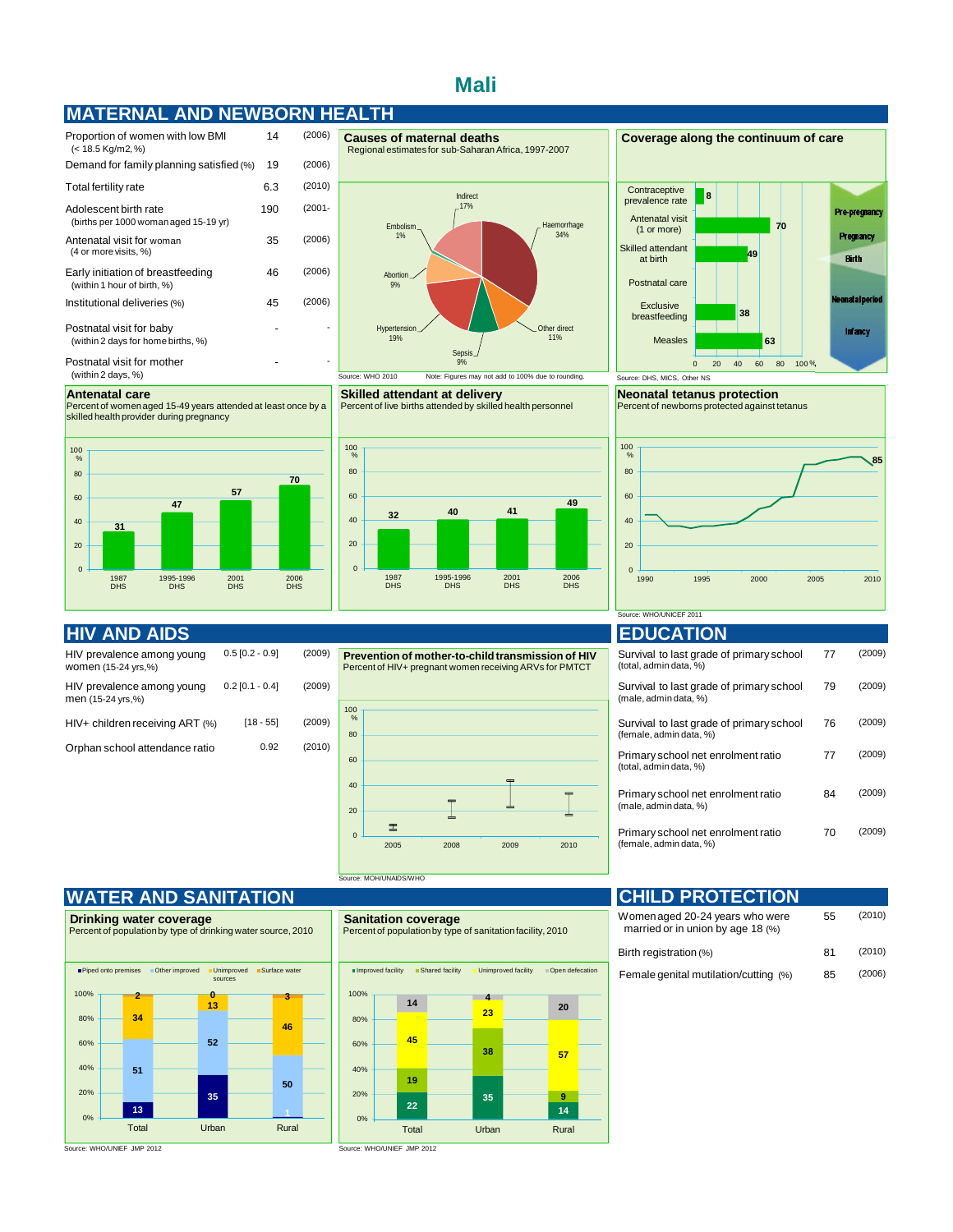# Mali

## MATERNAL AND NEWBORN HEALTH

| Indicator | Value | Year |
|---|---|---|
| Proportion of women with low BMI (< 18.5 Kg/m2, %) | 14 | (2006) |
| Demand for family planning satisfied (%) | 19 | (2006) |
| Total fertility rate | 6.3 | (2010) |
| Adolescent birth rate (births per 1000 woman aged 15-19 yr) | 190 | (2001- |
| Antenatal visit for woman (4 or more visits, %) | 35 | (2006) |
| Early initiation of breastfeeding (within 1 hour of birth, %) | 46 | (2006) |
| Institutional deliveries (%) | 45 | (2006) |
| Postnatal visit for baby (within 2 days for home births, %) | - | - |
| Postnatal visit for mother (within 2 days, %) | - | - |

### Causes of maternal deaths

Regional estimates for sub-Saharan Africa, 1997-2007

| Cause | % |
|---|---|
| Haemorrhage | 34% |
| Other direct | 11% |
| Sepsis | 9% |
| Hypertension | 19% |
| Abortion | 9% |
| Embolism | 1% |
| Indirect | 17% |

Source: WHO 2010 Note: Figures may not add to 100% due to rounding.

### Coverage along the continuum of care

| Indicator | % |
|---|---|
| Contraceptive prevalence rate | 8 |
| Antenatal visit (1 or more) | 70 |
| Skilled attendant at birth | 49 |
| Postnatal care | |
| Exclusive breastfeeding | 38 |
| Measles | 63 |

Pre-pregnancy, Pregnancy, Birth, Neonatal period, Infancy

Source: DHS, MICS, Other NS

### Antenatal care

Percent of women aged 15-49 years attended at least once by a skilled health provider during pregnancy

| 1987 DHS | 1995-1996 DHS | 2001 DHS | 2006 DHS |
|---|---|---|---|
| 31 | 47 | 57 | 70 |

### Skilled attendant at delivery

Percent of live births attended by skilled health personnel

| 1987 DHS | 1995-1996 DHS | 2001 DHS | 2006 DHS |
|---|---|---|---|
| 32 | 40 | 41 | 49 |

### Neonatal tetanus protection

Percent of newborns protected against tetanus

Trend 1990–2010, latest value: 85

Source: WHO/UNICEF 2011

## HIV AND AIDS

| Indicator | Value | Year |
|---|---|---|
| HIV prevalence among young women (15-24 yrs,%) | 0.5 [0.2 - 0.9] | (2009) |
| HIV prevalence among young men (15-24 yrs,%) | 0.2 [0.1 - 0.4] | (2009) |
| HIV+ children receiving ART (%) | [18 - 55] | (2009) |
| Orphan school attendance ratio | 0.92 | (2010) |

### Prevention of mother-to-child transmission of HIV

Percent of HIV+ pregnant women receiving ARVs for PMTCT

Years: 2005, 2008, 2009, 2010

Source: MOH/UNAIDS/WHO

## EDUCATION

| Indicator | Value | Year |
|---|---|---|
| Survival to last grade of primary school (total, admin data, %) | 77 | (2009) |
| Survival to last grade of primary school (male, admin data, %) | 79 | (2009) |
| Survival to last grade of primary school (female, admin data, %) | 76 | (2009) |
| Primary school net enrolment ratio (total, admin data, %) | 77 | (2009) |
| Primary school net enrolment ratio (male, admin data, %) | 84 | (2009) |
| Primary school net enrolment ratio (female, admin data, %) | 70 | (2009) |

## WATER AND SANITATION

### Drinking water coverage

Percent of population by type of drinking water source, 2010

| | Total | Urban | Rural |
|---|---|---|---|
| Piped onto premises | 13 | 35 | 1 |
| Other improved | 51 | 52 | 50 |
| Unimproved sources | 34 | 13 | 46 |
| Surface water | 2 | 0 | 3 |

Source: WHO/UNIEF JMP 2012

### Sanitation coverage

Percent of population by type of sanitation facility, 2010

| | Total | Urban | Rural |
|---|---|---|---|
| Improved facility | 22 | 35 | 14 |
| Shared facility | 19 | 38 | 9 |
| Unimproved facility | 45 | 23 | 57 |
| Open defecation | 14 | 4 | 20 |

Source: WHO/UNIEF JMP 2012

## CHILD PROTECTION

| Indicator | Value | Year |
|---|---|---|
| Women aged 20-24 years who were married or in union by age 18 (%) | 55 | (2010) |
| Birth registration (%) | 81 | (2010) |
| Female genital mutilation/cutting (%) | 85 | (2006) |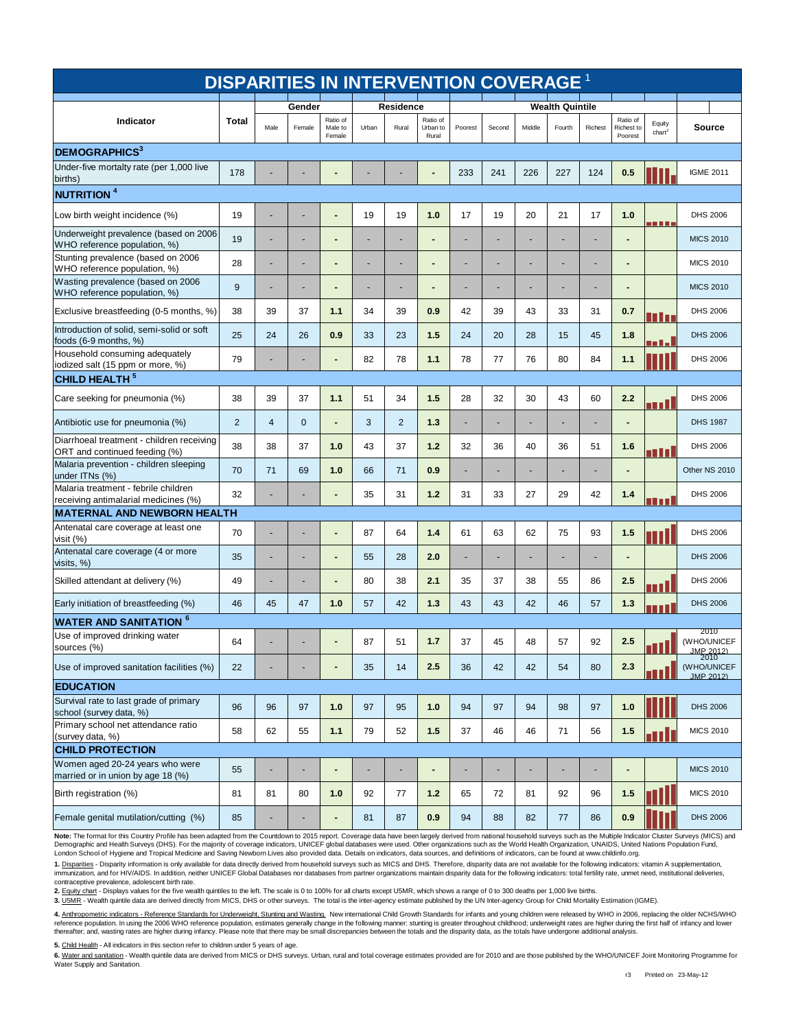# DISPARITIES IN INTERVENTION COVERAGE[1]

| Indicator | Total | Gender | | | Residence | | | Wealth Quintile | | | | | | | Source |
|---|---|---|---|---|---|---|---|---|---|---|---|---|---|---|---|
| | | Male | Female | Ratio of Male to Female | Urban | Rural | Ratio of Urban to Rural | Poorest | Second | Middle | Fourth | Richest | Ratio of Richest to Poorest | Equity chart[2] | |
| **DEMOGRAPHICS[3]** | | | | | | | | | | | | | | | |
| Under-five mortalty rate (per 1,000 live births) | 178 | - | - | - | - | - | - | 233 | 241 | 226 | 227 | 124 | 0.5 | | IGME 2011 |
| **NUTRITION[4]** | | | | | | | | | | | | | | | |
| Low birth weight incidence (%) | 19 | - | - | - | 19 | 19 | 1.0 | 17 | 19 | 20 | 21 | 17 | 1.0 | | DHS 2006 |
| Underweight prevalence (based on 2006 WHO reference population, %) | 19 | - | - | - | - | - | - | - | - | - | - | - | - | | MICS 2010 |
| Stunting prevalence (based on 2006 WHO reference population, %) | 28 | - | - | - | - | - | - | - | - | - | - | - | - | | MICS 2010 |
| Wasting prevalence (based on 2006 WHO reference population, %) | 9 | - | - | - | - | - | - | - | - | - | - | - | - | | MICS 2010 |
| Exclusive breastfeeding (0-5 months, %) | 38 | 39 | 37 | 1.1 | 34 | 39 | 0.9 | 42 | 39 | 43 | 33 | 31 | 0.7 | | DHS 2006 |
| Introduction of solid, semi-solid or soft foods (6-9 months, %) | 25 | 24 | 26 | 0.9 | 33 | 23 | 1.5 | 24 | 20 | 28 | 15 | 45 | 1.8 | | DHS 2006 |
| Household consuming adequately iodized salt (15 ppm or more, %) | 79 | - | - | - | 82 | 78 | 1.1 | 78 | 77 | 76 | 80 | 84 | 1.1 | | DHS 2006 |
| **CHILD HEALTH[5]** | | | | | | | | | | | | | | | |
| Care seeking for pneumonia (%) | 38 | 39 | 37 | 1.1 | 51 | 34 | 1.5 | 28 | 32 | 30 | 43 | 60 | 2.2 | | DHS 2006 |
| Antibiotic use for pneumonia (%) | 2 | 4 | 0 | - | 3 | 2 | 1.3 | - | - | - | - | - | - | | DHS 1987 |
| Diarrhoeal treatment - children receiving ORT and continued feeding (%) | 38 | 38 | 37 | 1.0 | 43 | 37 | 1.2 | 32 | 36 | 40 | 36 | 51 | 1.6 | | DHS 2006 |
| Malaria prevention - children sleeping under ITNs (%) | 70 | 71 | 69 | 1.0 | 66 | 71 | 0.9 | - | - | - | - | - | - | | Other NS 2010 |
| Malaria treatment - febrile children receiving antimalarial medicines (%) | 32 | - | - | - | 35 | 31 | 1.2 | 31 | 33 | 27 | 29 | 42 | 1.4 | | DHS 2006 |
| **MATERNAL AND NEWBORN HEALTH** | | | | | | | | | | | | | | | |
| Antenatal care coverage at least one visit (%) | 70 | - | - | - | 87 | 64 | 1.4 | 61 | 63 | 62 | 75 | 93 | 1.5 | | DHS 2006 |
| Antenatal care coverage (4 or more visits, %) | 35 | - | - | - | 55 | 28 | 2.0 | - | - | - | - | - | - | | DHS 2006 |
| Skilled attendant at delivery (%) | 49 | - | - | - | 80 | 38 | 2.1 | 35 | 37 | 38 | 55 | 86 | 2.5 | | DHS 2006 |
| Early initiation of breastfeeding (%) | 46 | 45 | 47 | 1.0 | 57 | 42 | 1.3 | 43 | 43 | 42 | 46 | 57 | 1.3 | | DHS 2006 |
| **WATER AND SANITATION[6]** | | | | | | | | | | | | | | | |
| Use of improved drinking water sources (%) | 64 | - | - | - | 87 | 51 | 1.7 | 37 | 45 | 48 | 57 | 92 | 2.5 | | 2010 (WHO/UNICEF JMP 2012) |
| Use of improved sanitation facilities (%) | 22 | - | - | - | 35 | 14 | 2.5 | 36 | 42 | 42 | 54 | 80 | 2.3 | | 2010 (WHO/UNICEF JMP 2012) |
| **EDUCATION** | | | | | | | | | | | | | | | |
| Survival rate to last grade of primary school (survey data, %) | 96 | 96 | 97 | 1.0 | 97 | 95 | 1.0 | 94 | 97 | 94 | 98 | 97 | 1.0 | | DHS 2006 |
| Primary school net attendance ratio (survey data, %) | 58 | 62 | 55 | 1.1 | 79 | 52 | 1.5 | 37 | 46 | 46 | 71 | 56 | 1.5 | | MICS 2010 |
| **CHILD PROTECTION** | | | | | | | | | | | | | | | |
| Women aged 20-24 years who were married or in union by age 18 (%) | 55 | - | - | - | - | - | - | - | - | - | - | - | - | | MICS 2010 |
| Birth registration (%) | 81 | 81 | 80 | 1.0 | 92 | 77 | 1.2 | 65 | 72 | 81 | 92 | 96 | 1.5 | | MICS 2010 |
| Female genital mutilation/cutting (%) | 85 | - | - | - | 81 | 87 | 0.9 | 94 | 88 | 82 | 77 | 86 | 0.9 | | DHS 2006 |

**Note:** The format for this Country Profile has been adapted from the Countdown to 2015 report. Coverage data have been largely derived from national household surveys such as the Multiple Indicator Cluster Surveys (MICS) and Demographic and Health Surveys (DHS). For the majority of coverage indicators, UNICEF global databases were used. Other organizations such as the World Health Organization, UNAIDS, United Nations Population Fund, London School of Hygiene and Tropical Medicine and Saving Newborn Lives also provided data. Details on indicators, data sources, and definitions of indicators, can be found at www.childinfo.org.

**1.** Disparities - Disparity information is only available for data directly derived from household surveys such as MICS and DHS. Therefore, disparity data are not available for the following indicators: vitamin A supplementation, immunization, and for HIV/AIDS. In addition, neither UNICEF Global Databases nor databases from partner organizations maintain disparity data for the following indicators: total fertility rate, unmet need, institutional deliveries, contraceptive prevalence, adolescent birth rate.

**2.** Equity chart - Displays values for the five wealth quintiles to the left. The scale is 0 to 100% for all charts except U5MR, which shows a range of 0 to 300 deaths per 1,000 live births.

**3.** U5MR - Wealth quintile data are derived directly from MICS, DHS or other surveys. The total is the inter-agency estimate published by the UN Inter-agency Group for Child Mortality Estimation (IGME).

**4.** Anthropometric indicators - Reference Standards for Underweight, Stunting and Wasting. New international Child Growth Standards for infants and young children were released by WHO in 2006, replacing the older NCHS/WHO reference population. In using the 2006 WHO reference population, estimates generally change in the following manner: stunting is greater throughout childhood; underweight rates are higher during the first half of infancy and lower thereafter; and, wasting rates are higher during infancy. Please note that there may be small discrepancies between the totals and the disparity data, as the totals have undergone additional analysis.

**5.** Child Health - All indicators in this section refer to children under 5 years of age.

**6.** Water and sanitation - Wealth quintile data are derived from MICS or DHS surveys. Urban, rural and total coverage estimates provided are for 2010 and are those published by the WHO/UNICEF Joint Monitoring Programme for Water Supply and Sanitation.

r3 Printed on 23-May-12